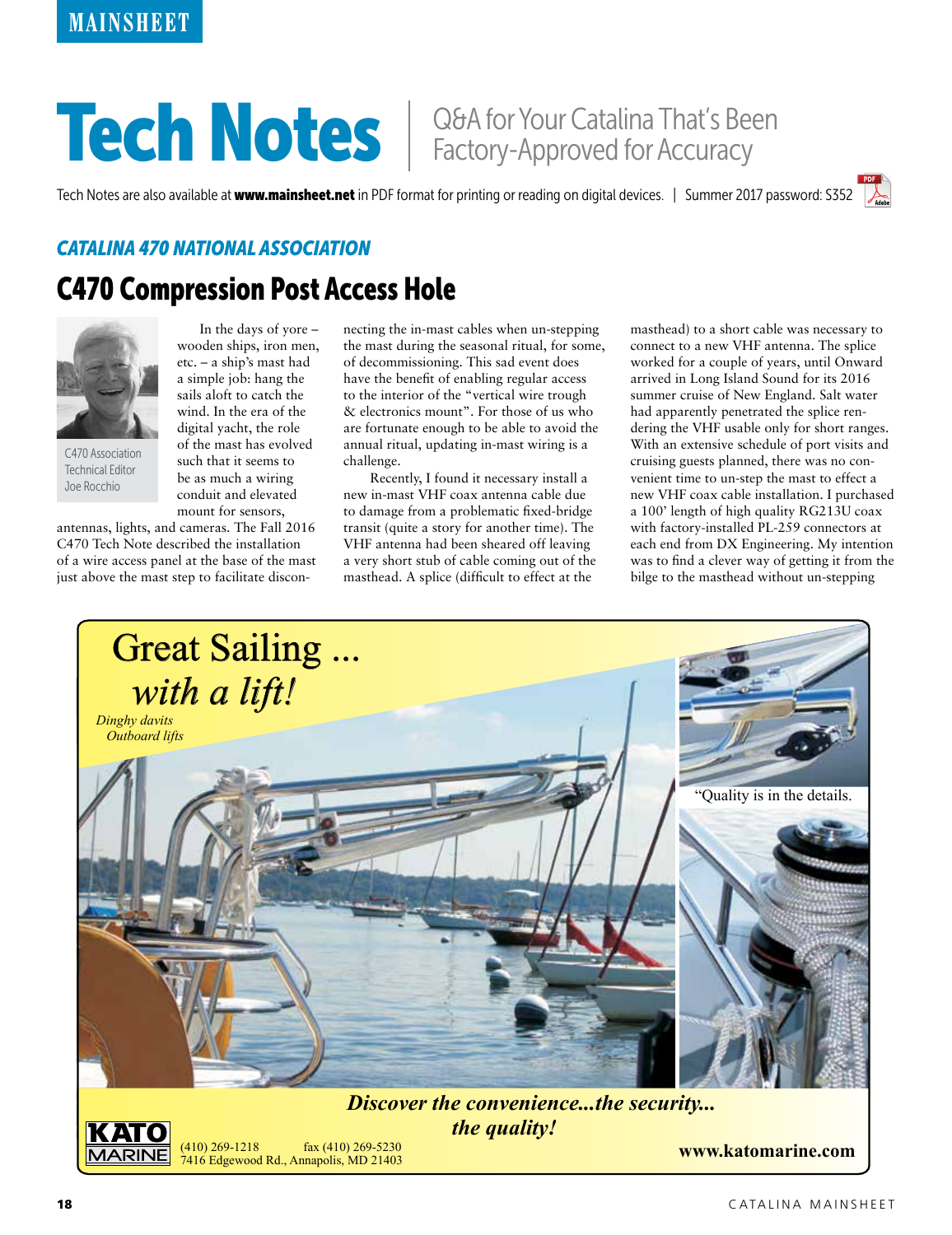# Tech Notes

Q&A for Your Catalina That's Been Factory-Approved for Accuracy

Tech Notes are also available at **www.mainsheet.net** in PDF format for printing or reading on digital devices. | Summer 2017 password: S352

### *CATALINA 470 NATIONAL ASSOCIATION*

## C470 Compression Post Access Hole

C470 Association Technical Editor Joe Rocchio

In the days of yore – wooden ships, iron men, etc. – a ship's mast had a simple job: hang the sails aloft to catch the wind. In the era of the digital yacht, the role of the mast has evolved such that it seems to be as much a wiring conduit and elevated mount for sensors, antennas, lights, and cameras. The Fall 2016 C470 Tech Note described the installation of a wire access panel at the base of the mast just above the mast step to facilitate disconnecting the in-mast cables when un-stepping the mast during the seasonal ritual, for some, of decommissioning. This sad event does have the benefit of enabling regular access to the interior of the "vertical wire trough & electronics mount". For those of us who are fortunate enough to be able to avoid the annual ritual, updating in-mast wiring is a challenge.

Recently, I found it necessary install a new in-mast VHF coax antenna cable due to damage from a problematic fixed-bridge transit (quite a story for another time). The VHF antenna had been sheared off leaving a very short stub of cable coming out of the masthead. A splice (difficult to effect at the masthead) to a short cable was necessary to connect to a new VHF antenna. The splice worked for a couple of years, until Onward arrived in Long Island Sound for its 2016 summer cruise of New England. Salt water had apparently penetrated the splice rendering the VHF usable only for short ranges. With an extensive schedule of port visits and cruising guests planned, there was no convenient time to un-step the mast to effect a new VHF coax cable installation. I purchased a 100' length of high quality RG213U coax with factory-installed PL-259 connectors at each end from DX Engineering. My intention was to find a clever way of getting it from the bilge to the masthead without un-stepping

Great Sailing ... *with a lift!*

*Dinghy davits*
*Outboard lifts*

"Quality is in the details.

***Discover the convenience...the security... the quality!***

KATO MARINE

(410) 269-1218 fax (410) 269-5230
7416 Edgewood Rd., Annapolis, MD 21403

**www.katomarine.com**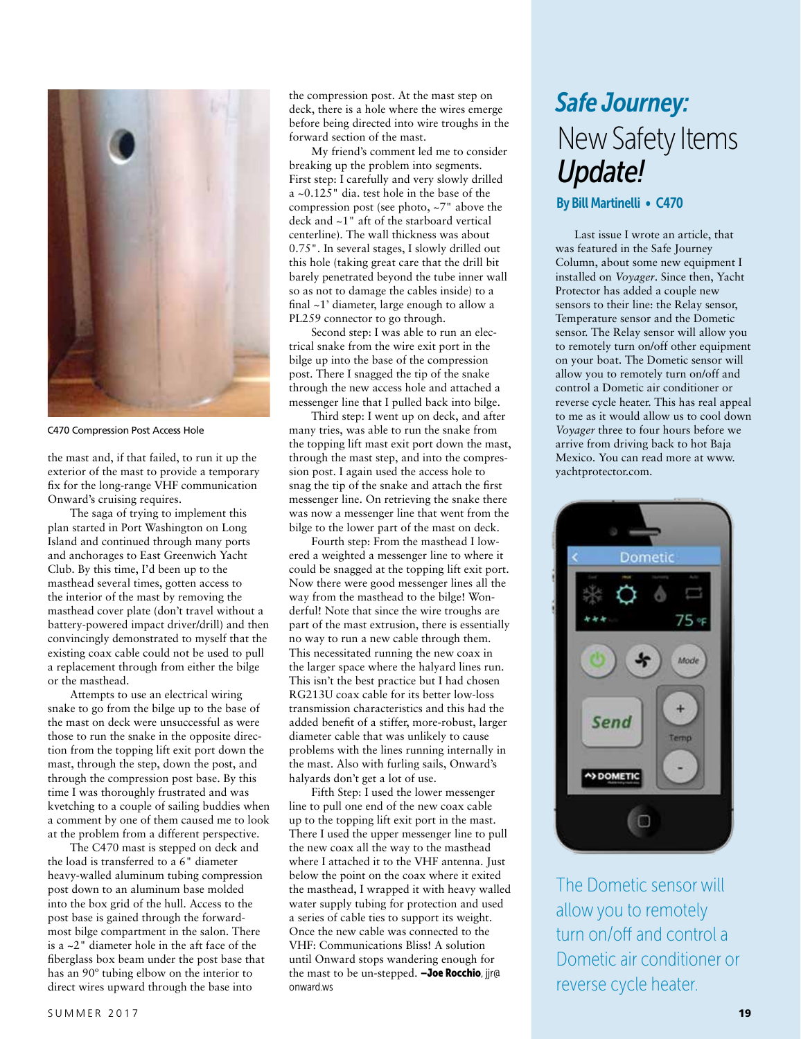C470 Compression Post Access Hole

the mast and, if that failed, to run it up the exterior of the mast to provide a temporary fix for the long-range VHF communication Onward's cruising requires.

The saga of trying to implement this plan started in Port Washington on Long Island and continued through many ports and anchorages to East Greenwich Yacht Club. By this time, I'd been up to the masthead several times, gotten access to the interior of the mast by removing the masthead cover plate (don't travel without a battery-powered impact driver/drill) and then convincingly demonstrated to myself that the existing coax cable could not be used to pull a replacement through from either the bilge or the masthead.

Attempts to use an electrical wiring snake to go from the bilge up to the base of the mast on deck were unsuccessful as were those to run the snake in the opposite direction from the topping lift exit port down the mast, through the step, down the post, and through the compression post base. By this time I was thoroughly frustrated and was kvetching to a couple of sailing buddies when a comment by one of them caused me to look at the problem from a different perspective.

The C470 mast is stepped on deck and the load is transferred to a 6" diameter heavy-walled aluminum tubing compression post down to an aluminum base molded into the box grid of the hull. Access to the post base is gained through the forward-most bilge compartment in the salon. There is a ~2" diameter hole in the aft face of the fiberglass box beam under the post base that has an 90° tubing elbow on the interior to direct wires upward through the base into the compression post. At the mast step on deck, there is a hole where the wires emerge before being directed into wire troughs in the forward section of the mast.

My friend's comment led me to consider breaking up the problem into segments. First step: I carefully and very slowly drilled a ~0.125" dia. test hole in the base of the compression post (see photo, ~7" above the deck and ~1" aft of the starboard vertical centerline). The wall thickness was about 0.75". In several stages, I slowly drilled out this hole (taking great care that the drill bit barely penetrated beyond the tube inner wall so as not to damage the cables inside) to a final ~1' diameter, large enough to allow a PL259 connector to go through.

Second step: I was able to run an electrical snake from the wire exit port in the bilge up into the base of the compression post. There I snagged the tip of the snake through the new access hole and attached a messenger line that I pulled back into bilge.

Third step: I went up on deck, and after many tries, was able to run the snake from the topping lift mast exit port down the mast, through the mast step, and into the compression post. I again used the access hole to snag the tip of the snake and attach the first messenger line. On retrieving the snake there was now a messenger line that went from the bilge to the lower part of the mast on deck.

Fourth step: From the masthead I lowered a weighted a messenger line to where it could be snagged at the topping lift exit port. Now there were good messenger lines all the way from the masthead to the bilge! Wonderful! Note that since the wire troughs are part of the mast extrusion, there is essentially no way to run a new cable through them. This necessitated running the new coax in the larger space where the halyard lines run. This isn't the best practice but I had chosen RG213U coax cable for its better low-loss transmission characteristics and this had the added benefit of a stiffer, more-robust, larger diameter cable that was unlikely to cause problems with the lines running internally in the mast. Also with furling sails, Onward's halyards don't get a lot of use.

Fifth Step: I used the lower messenger line to pull one end of the new coax cable up to the topping lift exit port in the mast. There I used the upper messenger line to pull the new coax all the way to the masthead where I attached it to the VHF antenna. Just below the point on the coax where it exited the masthead, I wrapped it with heavy walled water supply tubing for protection and used a series of cable ties to support its weight. Once the new cable was connected to the VHF: Communications Bliss! A solution until Onward stops wandering enough for the mast to be un-stepped. **—Joe Rocchio**, jjr@onward.ws

# *Safe Journey:* New Safety Items *Update!*

**By Bill Martinelli • C470**

Last issue I wrote an article, that was featured in the Safe Journey Column, about some new equipment I installed on *Voyager*. Since then, Yacht Protector has added a couple new sensors to their line: the Relay sensor, Temperature sensor and the Dometic sensor. The Relay sensor will allow you to remotely turn on/off other equipment on your boat. The Dometic sensor will allow you to remotely turn on/off and control a Dometic air conditioner or reverse cycle heater. This has real appeal to me as it would allow us to cool down *Voyager* three to four hours before we arrive from driving back to hot Baja Mexico. You can read more at www.yachtprotector.com.

The Dometic sensor will allow you to remotely turn on/off and control a Dometic air conditioner or reverse cycle heater.